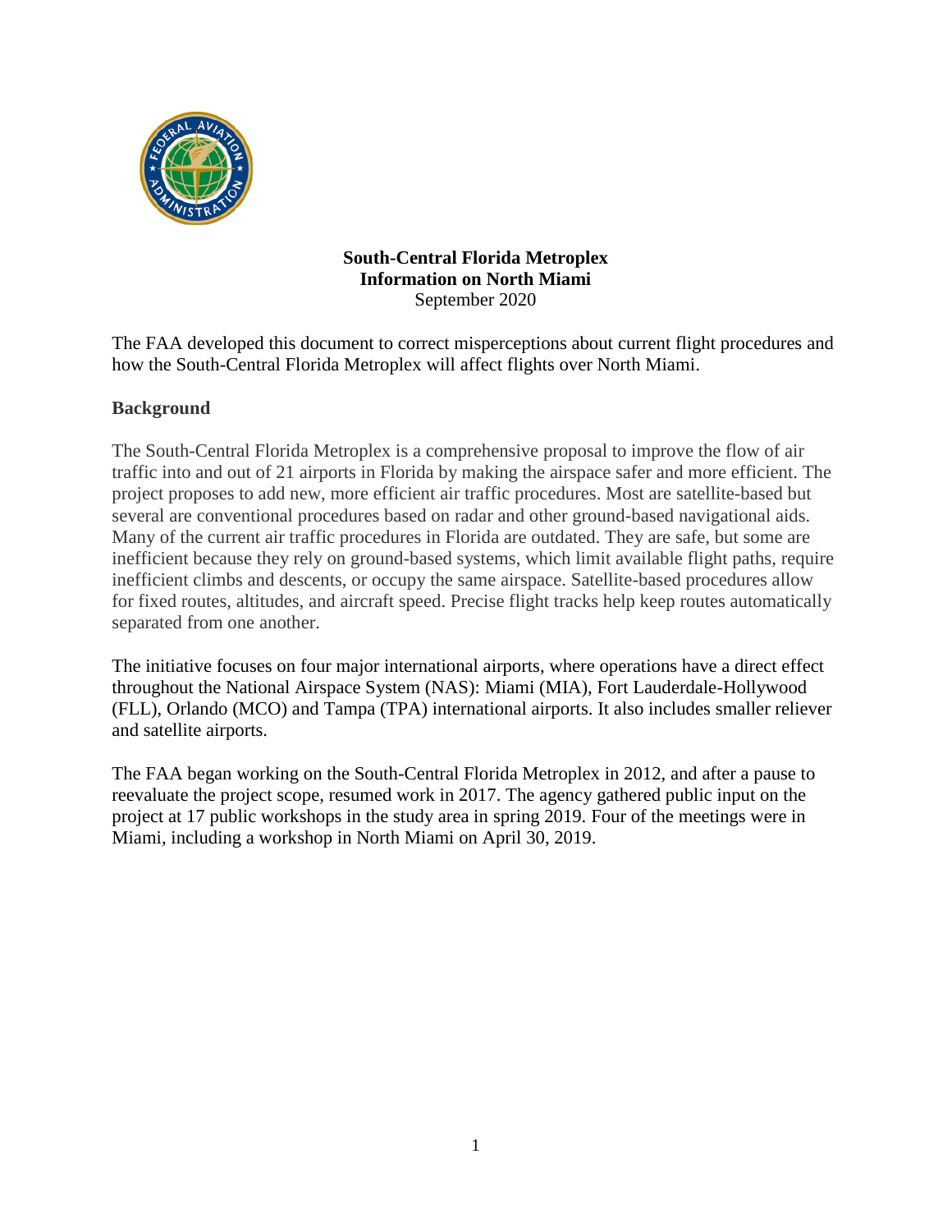# South-Central Florida Metroplex
## Information on North Miami

September 2020

The FAA developed this document to correct misperceptions about current flight procedures and how the South-Central Florida Metroplex will affect flights over North Miami.

### Background

The South-Central Florida Metroplex is a comprehensive proposal to improve the flow of air traffic into and out of 21 airports in Florida by making the airspace safer and more efficient. The project proposes to add new, more efficient air traffic procedures. Most are satellite-based but several are conventional procedures based on radar and other ground-based navigational aids. Many of the current air traffic procedures in Florida are outdated. They are safe, but some are inefficient because they rely on ground-based systems, which limit available flight paths, require inefficient climbs and descents, or occupy the same airspace. Satellite-based procedures allow for fixed routes, altitudes, and aircraft speed. Precise flight tracks help keep routes automatically separated from one another.

The initiative focuses on four major international airports, where operations have a direct effect throughout the National Airspace System (NAS): Miami (MIA), Fort Lauderdale-Hollywood (FLL), Orlando (MCO) and Tampa (TPA) international airports. It also includes smaller reliever and satellite airports.

The FAA began working on the South-Central Florida Metroplex in 2012, and after a pause to reevaluate the project scope, resumed work in 2017. The agency gathered public input on the project at 17 public workshops in the study area in spring 2019. Four of the meetings were in Miami, including a workshop in North Miami on April 30, 2019.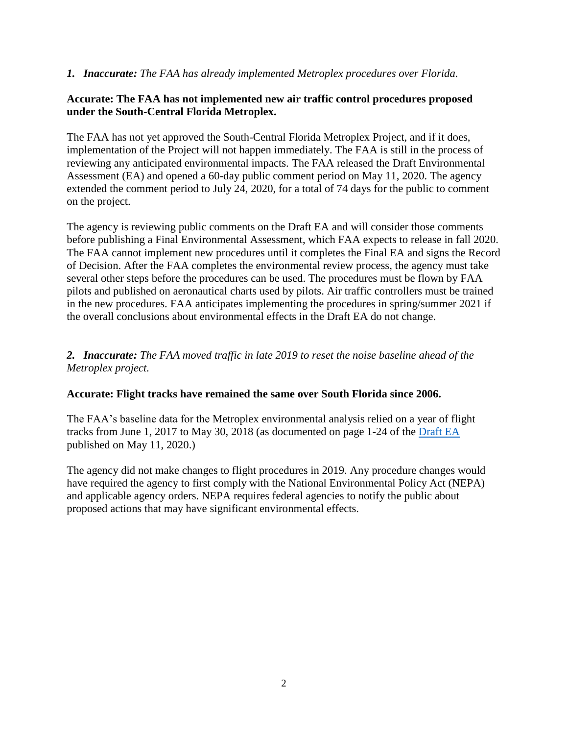***1. Inaccurate:*** *The FAA has already implemented Metroplex procedures over Florida.*

**Accurate: The FAA has not implemented new air traffic control procedures proposed under the South-Central Florida Metroplex.**

The FAA has not yet approved the South-Central Florida Metroplex Project, and if it does, implementation of the Project will not happen immediately. The FAA is still in the process of reviewing any anticipated environmental impacts. The FAA released the Draft Environmental Assessment (EA) and opened a 60-day public comment period on May 11, 2020. The agency extended the comment period to July 24, 2020, for a total of 74 days for the public to comment on the project.

The agency is reviewing public comments on the Draft EA and will consider those comments before publishing a Final Environmental Assessment, which FAA expects to release in fall 2020. The FAA cannot implement new procedures until it completes the Final EA and signs the Record of Decision. After the FAA completes the environmental review process, the agency must take several other steps before the procedures can be used. The procedures must be flown by FAA pilots and published on aeronautical charts used by pilots. Air traffic controllers must be trained in the new procedures. FAA anticipates implementing the procedures in spring/summer 2021 if the overall conclusions about environmental effects in the Draft EA do not change.

***2. Inaccurate:*** *The FAA moved traffic in late 2019 to reset the noise baseline ahead of the Metroplex project.*

**Accurate: Flight tracks have remained the same over South Florida since 2006.**

The FAA's baseline data for the Metroplex environmental analysis relied on a year of flight tracks from June 1, 2017 to May 30, 2018 (as documented on page 1-24 of the Draft EA published on May 11, 2020.)

The agency did not make changes to flight procedures in 2019. Any procedure changes would have required the agency to first comply with the National Environmental Policy Act (NEPA) and applicable agency orders. NEPA requires federal agencies to notify the public about proposed actions that may have significant environmental effects.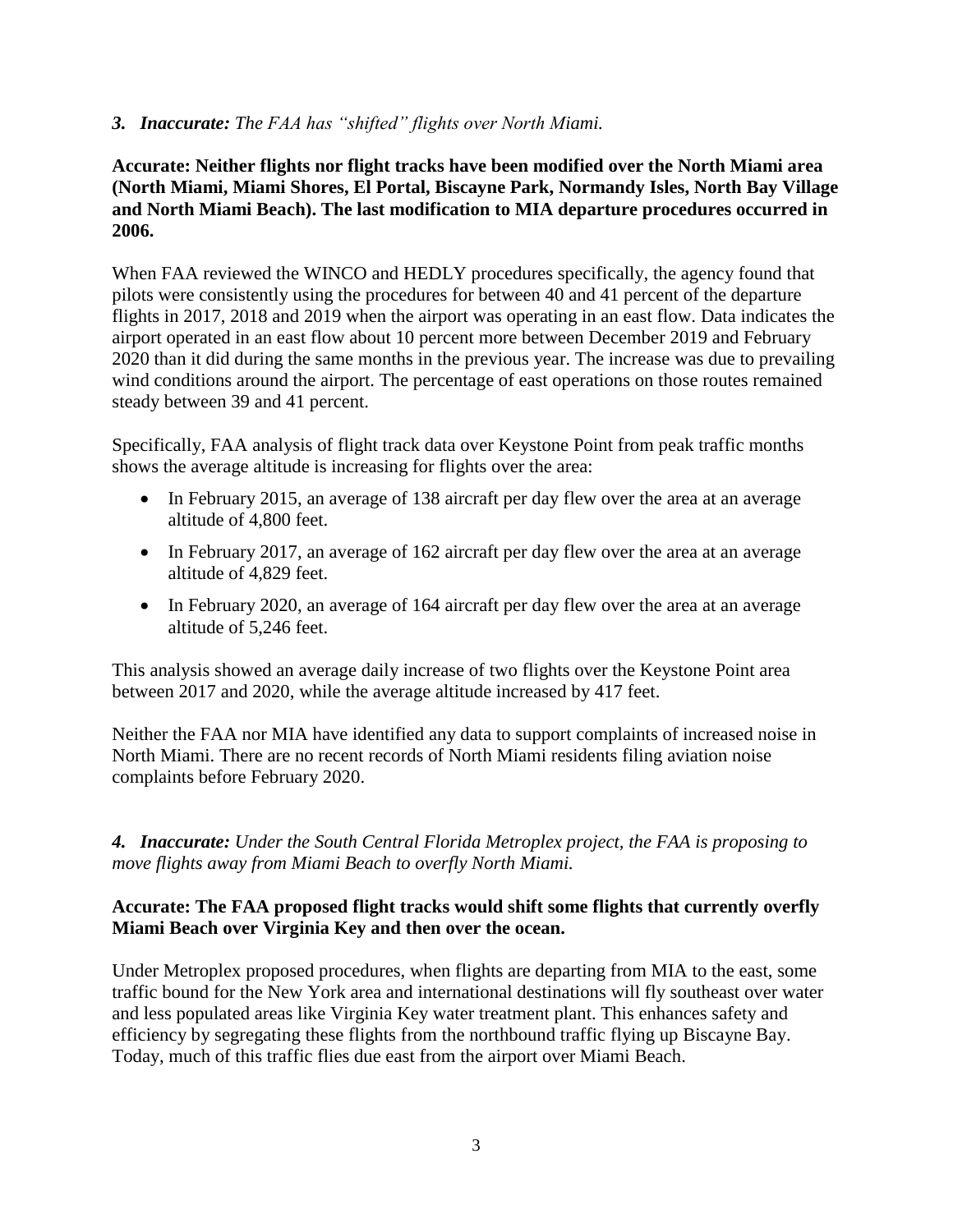***3. Inaccurate:*** *The FAA has "shifted" flights over North Miami.*

**Accurate: Neither flights nor flight tracks have been modified over the North Miami area (North Miami, Miami Shores, El Portal, Biscayne Park, Normandy Isles, North Bay Village and North Miami Beach). The last modification to MIA departure procedures occurred in 2006.**

When FAA reviewed the WINCO and HEDLY procedures specifically, the agency found that pilots were consistently using the procedures for between 40 and 41 percent of the departure flights in 2017, 2018 and 2019 when the airport was operating in an east flow. Data indicates the airport operated in an east flow about 10 percent more between December 2019 and February 2020 than it did during the same months in the previous year. The increase was due to prevailing wind conditions around the airport. The percentage of east operations on those routes remained steady between 39 and 41 percent.

Specifically, FAA analysis of flight track data over Keystone Point from peak traffic months shows the average altitude is increasing for flights over the area:

- In February 2015, an average of 138 aircraft per day flew over the area at an average altitude of 4,800 feet.
- In February 2017, an average of 162 aircraft per day flew over the area at an average altitude of 4,829 feet.
- In February 2020, an average of 164 aircraft per day flew over the area at an average altitude of 5,246 feet.

This analysis showed an average daily increase of two flights over the Keystone Point area between 2017 and 2020, while the average altitude increased by 417 feet.

Neither the FAA nor MIA have identified any data to support complaints of increased noise in North Miami. There are no recent records of North Miami residents filing aviation noise complaints before February 2020.

***4. Inaccurate:*** *Under the South Central Florida Metroplex project, the FAA is proposing to move flights away from Miami Beach to overfly North Miami.*

**Accurate: The FAA proposed flight tracks would shift some flights that currently overfly Miami Beach over Virginia Key and then over the ocean.**

Under Metroplex proposed procedures, when flights are departing from MIA to the east, some traffic bound for the New York area and international destinations will fly southeast over water and less populated areas like Virginia Key water treatment plant. This enhances safety and efficiency by segregating these flights from the northbound traffic flying up Biscayne Bay. Today, much of this traffic flies due east from the airport over Miami Beach.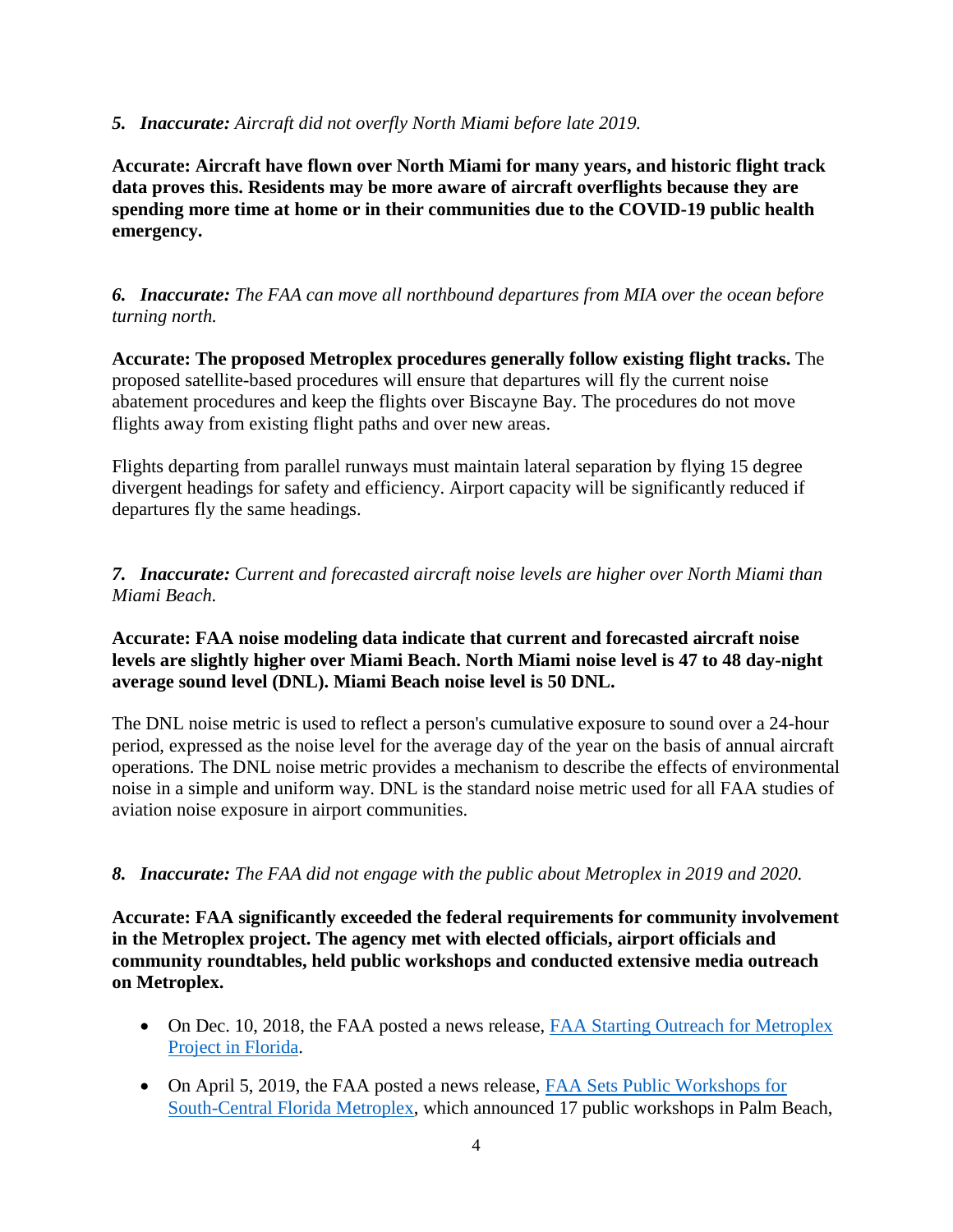***5. Inaccurate:** Aircraft did not overfly North Miami before late 2019.*

**Accurate: Aircraft have flown over North Miami for many years, and historic flight track data proves this. Residents may be more aware of aircraft overflights because they are spending more time at home or in their communities due to the COVID-19 public health emergency.**

***6. Inaccurate:** The FAA can move all northbound departures from MIA over the ocean before turning north.*

**Accurate: The proposed Metroplex procedures generally follow existing flight tracks.** The proposed satellite-based procedures will ensure that departures will fly the current noise abatement procedures and keep the flights over Biscayne Bay. The procedures do not move flights away from existing flight paths and over new areas.

Flights departing from parallel runways must maintain lateral separation by flying 15 degree divergent headings for safety and efficiency. Airport capacity will be significantly reduced if departures fly the same headings.

***7. Inaccurate:** Current and forecasted aircraft noise levels are higher over North Miami than Miami Beach.*

**Accurate: FAA noise modeling data indicate that current and forecasted aircraft noise levels are slightly higher over Miami Beach. North Miami noise level is 47 to 48 day-night average sound level (DNL). Miami Beach noise level is 50 DNL.**

The DNL noise metric is used to reflect a person's cumulative exposure to sound over a 24-hour period, expressed as the noise level for the average day of the year on the basis of annual aircraft operations. The DNL noise metric provides a mechanism to describe the effects of environmental noise in a simple and uniform way. DNL is the standard noise metric used for all FAA studies of aviation noise exposure in airport communities.

***8. Inaccurate:** The FAA did not engage with the public about Metroplex in 2019 and 2020.*

**Accurate: FAA significantly exceeded the federal requirements for community involvement in the Metroplex project. The agency met with elected officials, airport officials and community roundtables, held public workshops and conducted extensive media outreach on Metroplex.**

- On Dec. 10, 2018, the FAA posted a news release, FAA Starting Outreach for Metroplex Project in Florida.
- On April 5, 2019, the FAA posted a news release, FAA Sets Public Workshops for South-Central Florida Metroplex, which announced 17 public workshops in Palm Beach,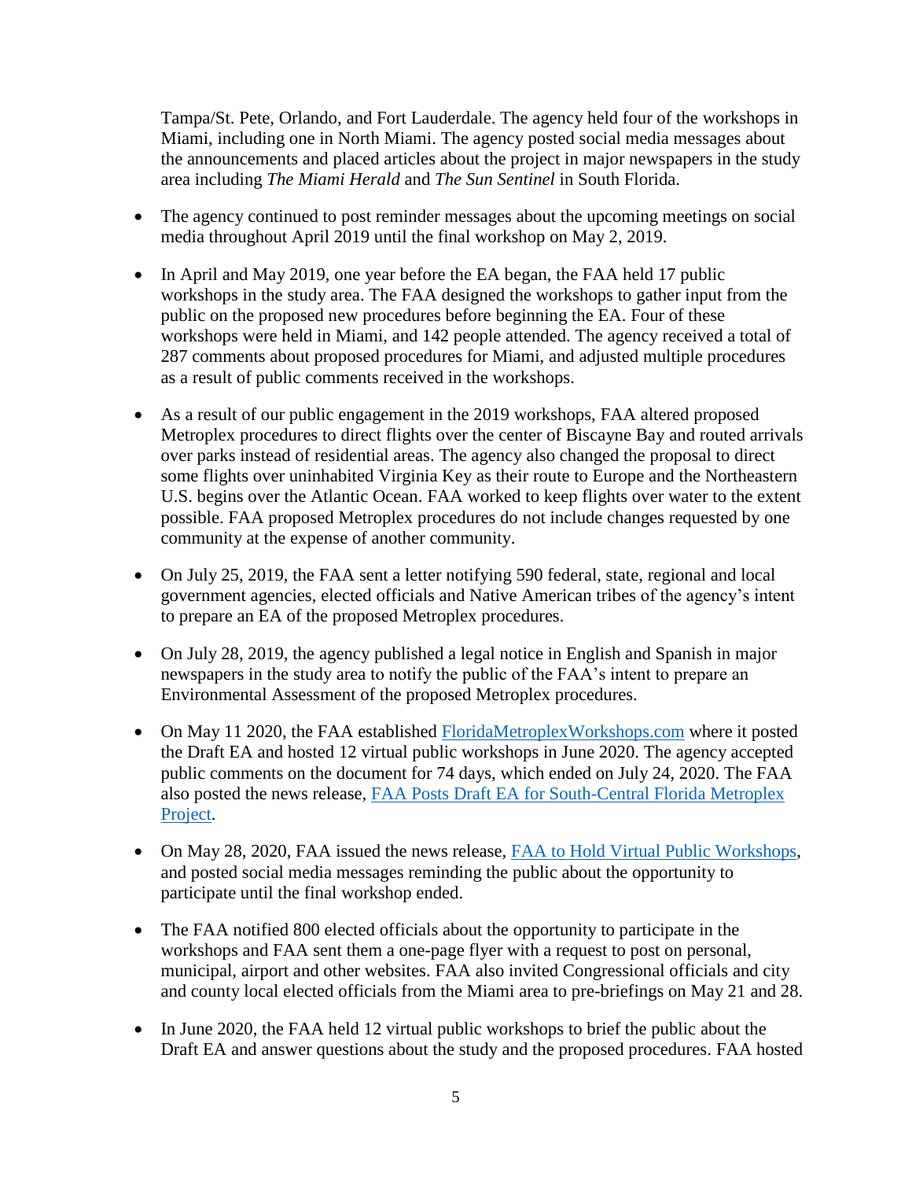Tampa/St. Pete, Orlando, and Fort Lauderdale. The agency held four of the workshops in Miami, including one in North Miami. The agency posted social media messages about the announcements and placed articles about the project in major newspapers in the study area including *The Miami Herald* and *The Sun Sentinel* in South Florida.

- The agency continued to post reminder messages about the upcoming meetings on social media throughout April 2019 until the final workshop on May 2, 2019.

- In April and May 2019, one year before the EA began, the FAA held 17 public workshops in the study area. The FAA designed the workshops to gather input from the public on the proposed new procedures before beginning the EA. Four of these workshops were held in Miami, and 142 people attended. The agency received a total of 287 comments about proposed procedures for Miami, and adjusted multiple procedures as a result of public comments received in the workshops.

- As a result of our public engagement in the 2019 workshops, FAA altered proposed Metroplex procedures to direct flights over the center of Biscayne Bay and routed arrivals over parks instead of residential areas. The agency also changed the proposal to direct some flights over uninhabited Virginia Key as their route to Europe and the Northeastern U.S. begins over the Atlantic Ocean. FAA worked to keep flights over water to the extent possible. FAA proposed Metroplex procedures do not include changes requested by one community at the expense of another community.

- On July 25, 2019, the FAA sent a letter notifying 590 federal, state, regional and local government agencies, elected officials and Native American tribes of the agency's intent to prepare an EA of the proposed Metroplex procedures.

- On July 28, 2019, the agency published a legal notice in English and Spanish in major newspapers in the study area to notify the public of the FAA's intent to prepare an Environmental Assessment of the proposed Metroplex procedures.

- On May 11 2020, the FAA established [FloridaMetroplexWorkshops.com]() where it posted the Draft EA and hosted 12 virtual public workshops in June 2020. The agency accepted public comments on the document for 74 days, which ended on July 24, 2020. The FAA also posted the news release, [FAA Posts Draft EA for South-Central Florida Metroplex Project]().

- On May 28, 2020, FAA issued the news release, [FAA to Hold Virtual Public Workshops](), and posted social media messages reminding the public about the opportunity to participate until the final workshop ended.

- The FAA notified 800 elected officials about the opportunity to participate in the workshops and FAA sent them a one-page flyer with a request to post on personal, municipal, airport and other websites. FAA also invited Congressional officials and city and county local elected officials from the Miami area to pre-briefings on May 21 and 28.

- In June 2020, the FAA held 12 virtual public workshops to brief the public about the Draft EA and answer questions about the study and the proposed procedures. FAA hosted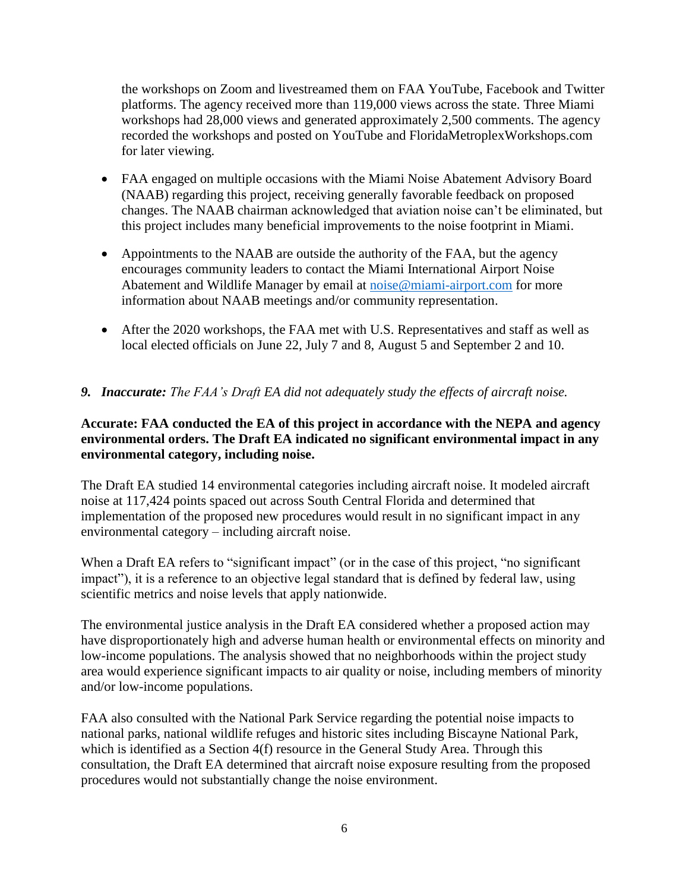the workshops on Zoom and livestreamed them on FAA YouTube, Facebook and Twitter platforms. The agency received more than 119,000 views across the state. Three Miami workshops had 28,000 views and generated approximately 2,500 comments. The agency recorded the workshops and posted on YouTube and FloridaMetroplexWorkshops.com for later viewing.

- FAA engaged on multiple occasions with the Miami Noise Abatement Advisory Board (NAAB) regarding this project, receiving generally favorable feedback on proposed changes. The NAAB chairman acknowledged that aviation noise can't be eliminated, but this project includes many beneficial improvements to the noise footprint in Miami.

- Appointments to the NAAB are outside the authority of the FAA, but the agency encourages community leaders to contact the Miami International Airport Noise Abatement and Wildlife Manager by email at noise@miami-airport.com for more information about NAAB meetings and/or community representation.

- After the 2020 workshops, the FAA met with U.S. Representatives and staff as well as local elected officials on June 22, July 7 and 8, August 5 and September 2 and 10.

***9. Inaccurate:*** *The FAA's Draft EA did not adequately study the effects of aircraft noise.*

**Accurate: FAA conducted the EA of this project in accordance with the NEPA and agency environmental orders. The Draft EA indicated no significant environmental impact in any environmental category, including noise.**

The Draft EA studied 14 environmental categories including aircraft noise. It modeled aircraft noise at 117,424 points spaced out across South Central Florida and determined that implementation of the proposed new procedures would result in no significant impact in any environmental category – including aircraft noise.

When a Draft EA refers to "significant impact" (or in the case of this project, "no significant impact"), it is a reference to an objective legal standard that is defined by federal law, using scientific metrics and noise levels that apply nationwide.

The environmental justice analysis in the Draft EA considered whether a proposed action may have disproportionately high and adverse human health or environmental effects on minority and low-income populations. The analysis showed that no neighborhoods within the project study area would experience significant impacts to air quality or noise, including members of minority and/or low-income populations.

FAA also consulted with the National Park Service regarding the potential noise impacts to national parks, national wildlife refuges and historic sites including Biscayne National Park, which is identified as a Section 4(f) resource in the General Study Area. Through this consultation, the Draft EA determined that aircraft noise exposure resulting from the proposed procedures would not substantially change the noise environment.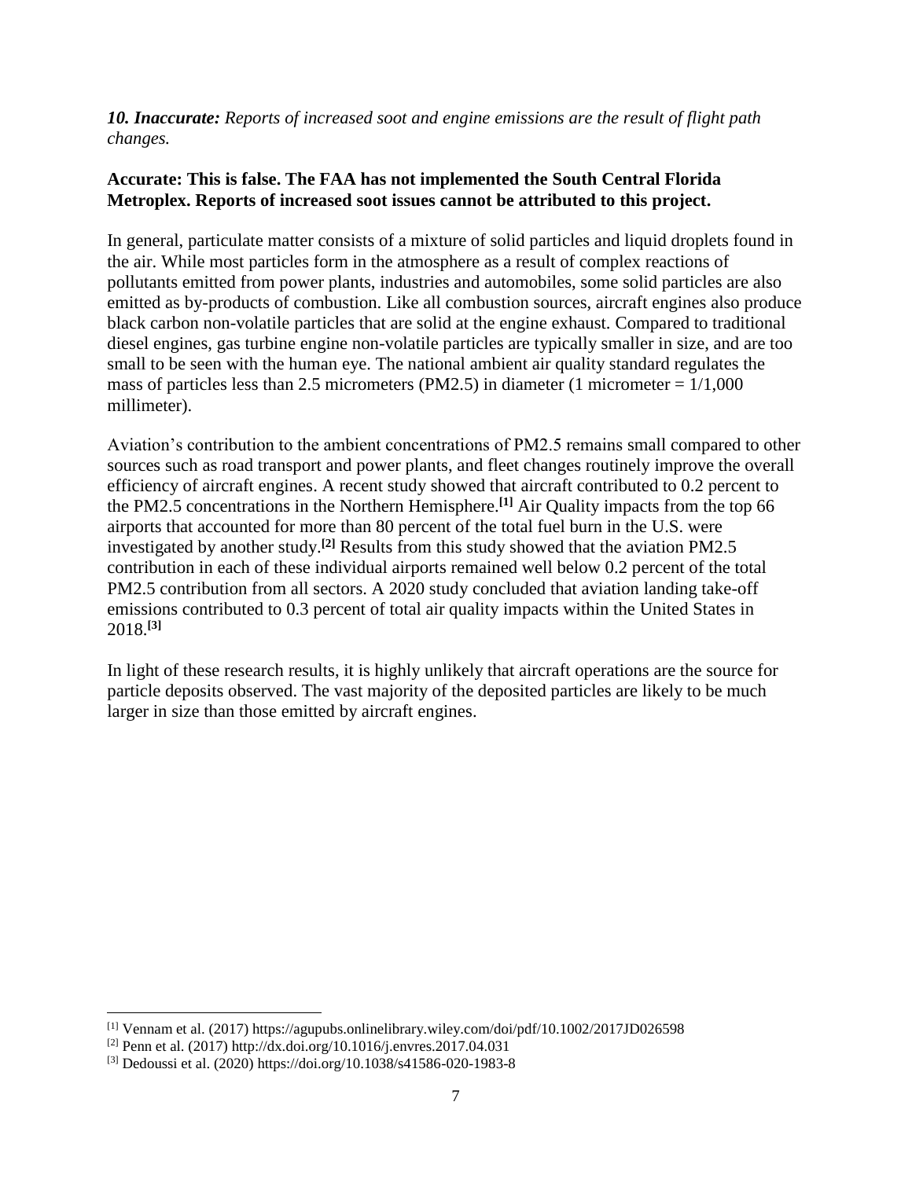***10. Inaccurate:*** *Reports of increased soot and engine emissions are the result of flight path changes.*

**Accurate: This is false. The FAA has not implemented the South Central Florida Metroplex. Reports of increased soot issues cannot be attributed to this project.**

In general, particulate matter consists of a mixture of solid particles and liquid droplets found in the air. While most particles form in the atmosphere as a result of complex reactions of pollutants emitted from power plants, industries and automobiles, some solid particles are also emitted as by-products of combustion. Like all combustion sources, aircraft engines also produce black carbon non-volatile particles that are solid at the engine exhaust. Compared to traditional diesel engines, gas turbine engine non-volatile particles are typically smaller in size, and are too small to be seen with the human eye. The national ambient air quality standard regulates the mass of particles less than 2.5 micrometers (PM2.5) in diameter (1 micrometer = 1/1,000 millimeter).

Aviation's contribution to the ambient concentrations of PM2.5 remains small compared to other sources such as road transport and power plants, and fleet changes routinely improve the overall efficiency of aircraft engines. A recent study showed that aircraft contributed to 0.2 percent to the PM2.5 concentrations in the Northern Hemisphere.[1] Air Quality impacts from the top 66 airports that accounted for more than 80 percent of the total fuel burn in the U.S. were investigated by another study.[2] Results from this study showed that the aviation PM2.5 contribution in each of these individual airports remained well below 0.2 percent of the total PM2.5 contribution from all sectors. A 2020 study concluded that aviation landing take-off emissions contributed to 0.3 percent of total air quality impacts within the United States in 2018.[3]

In light of these research results, it is highly unlikely that aircraft operations are the source for particle deposits observed. The vast majority of the deposited particles are likely to be much larger in size than those emitted by aircraft engines.

---

[1] Vennam et al. (2017) https://agupubs.onlinelibrary.wiley.com/doi/pdf/10.1002/2017JD026598

[2] Penn et al. (2017) http://dx.doi.org/10.1016/j.envres.2017.04.031

[3] Dedoussi et al. (2020) https://doi.org/10.1038/s41586-020-1983-8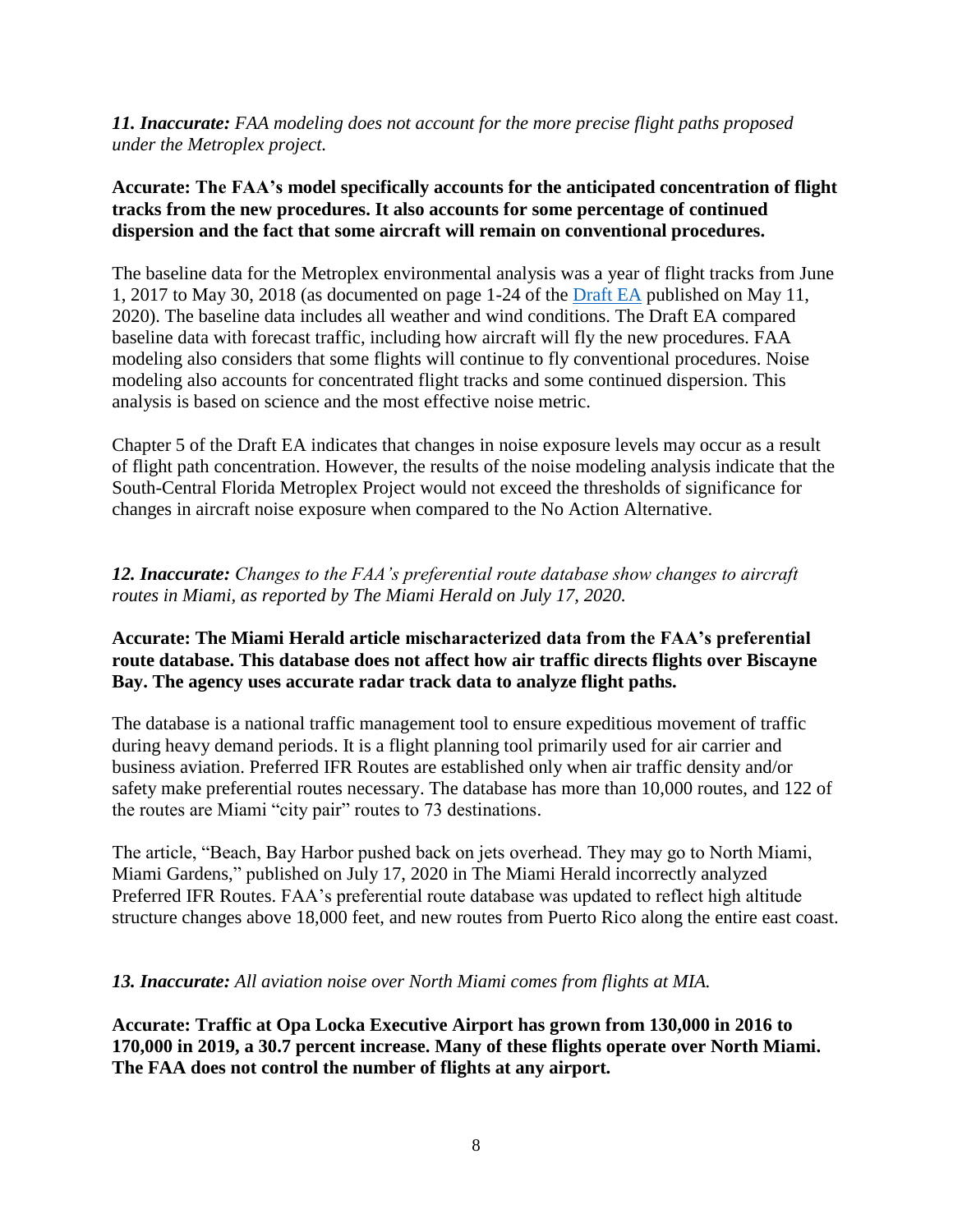***11. Inaccurate:*** *FAA modeling does not account for the more precise flight paths proposed under the Metroplex project.*

**Accurate: The FAA's model specifically accounts for the anticipated concentration of flight tracks from the new procedures. It also accounts for some percentage of continued dispersion and the fact that some aircraft will remain on conventional procedures.**

The baseline data for the Metroplex environmental analysis was a year of flight tracks from June 1, 2017 to May 30, 2018 (as documented on page 1-24 of the Draft EA published on May 11, 2020). The baseline data includes all weather and wind conditions. The Draft EA compared baseline data with forecast traffic, including how aircraft will fly the new procedures. FAA modeling also considers that some flights will continue to fly conventional procedures. Noise modeling also accounts for concentrated flight tracks and some continued dispersion. This analysis is based on science and the most effective noise metric.

Chapter 5 of the Draft EA indicates that changes in noise exposure levels may occur as a result of flight path concentration. However, the results of the noise modeling analysis indicate that the South-Central Florida Metroplex Project would not exceed the thresholds of significance for changes in aircraft noise exposure when compared to the No Action Alternative.

***12. Inaccurate:*** *Changes to the FAA's preferential route database show changes to aircraft routes in Miami, as reported by The Miami Herald on July 17, 2020.*

**Accurate: The Miami Herald article mischaracterized data from the FAA's preferential route database. This database does not affect how air traffic directs flights over Biscayne Bay. The agency uses accurate radar track data to analyze flight paths.**

The database is a national traffic management tool to ensure expeditious movement of traffic during heavy demand periods. It is a flight planning tool primarily used for air carrier and business aviation. Preferred IFR Routes are established only when air traffic density and/or safety make preferential routes necessary. The database has more than 10,000 routes, and 122 of the routes are Miami "city pair" routes to 73 destinations.

The article, "Beach, Bay Harbor pushed back on jets overhead. They may go to North Miami, Miami Gardens," published on July 17, 2020 in The Miami Herald incorrectly analyzed Preferred IFR Routes. FAA's preferential route database was updated to reflect high altitude structure changes above 18,000 feet, and new routes from Puerto Rico along the entire east coast.

***13. Inaccurate:*** *All aviation noise over North Miami comes from flights at MIA.*

**Accurate: Traffic at Opa Locka Executive Airport has grown from 130,000 in 2016 to 170,000 in 2019, a 30.7 percent increase. Many of these flights operate over North Miami. The FAA does not control the number of flights at any airport.**